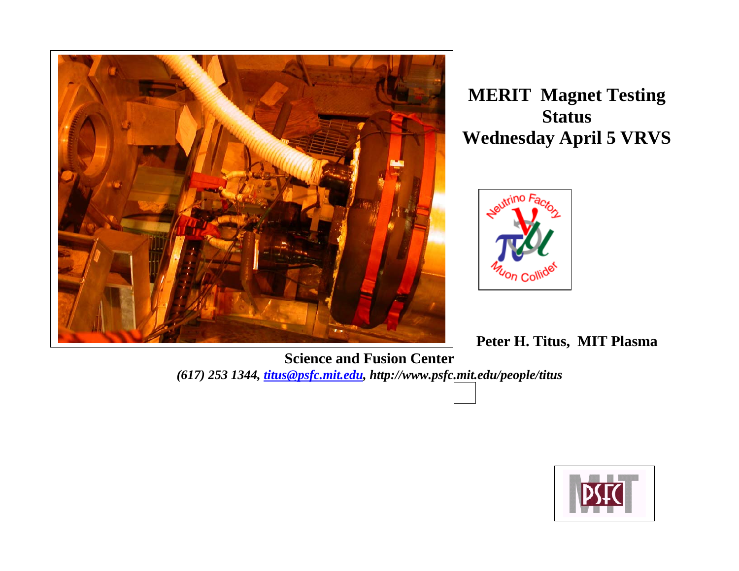# MERIT Magnet Testing Status
# Wednesday April 5 VRVS

**Peter H. Titus, MIT Plasma Science and Fusion Center**

***(617) 253 1344, [titus@psfc.mit.edu](mailto:titus@psfc.mit.edu), http://www.psfc.mit.edu/people/titus***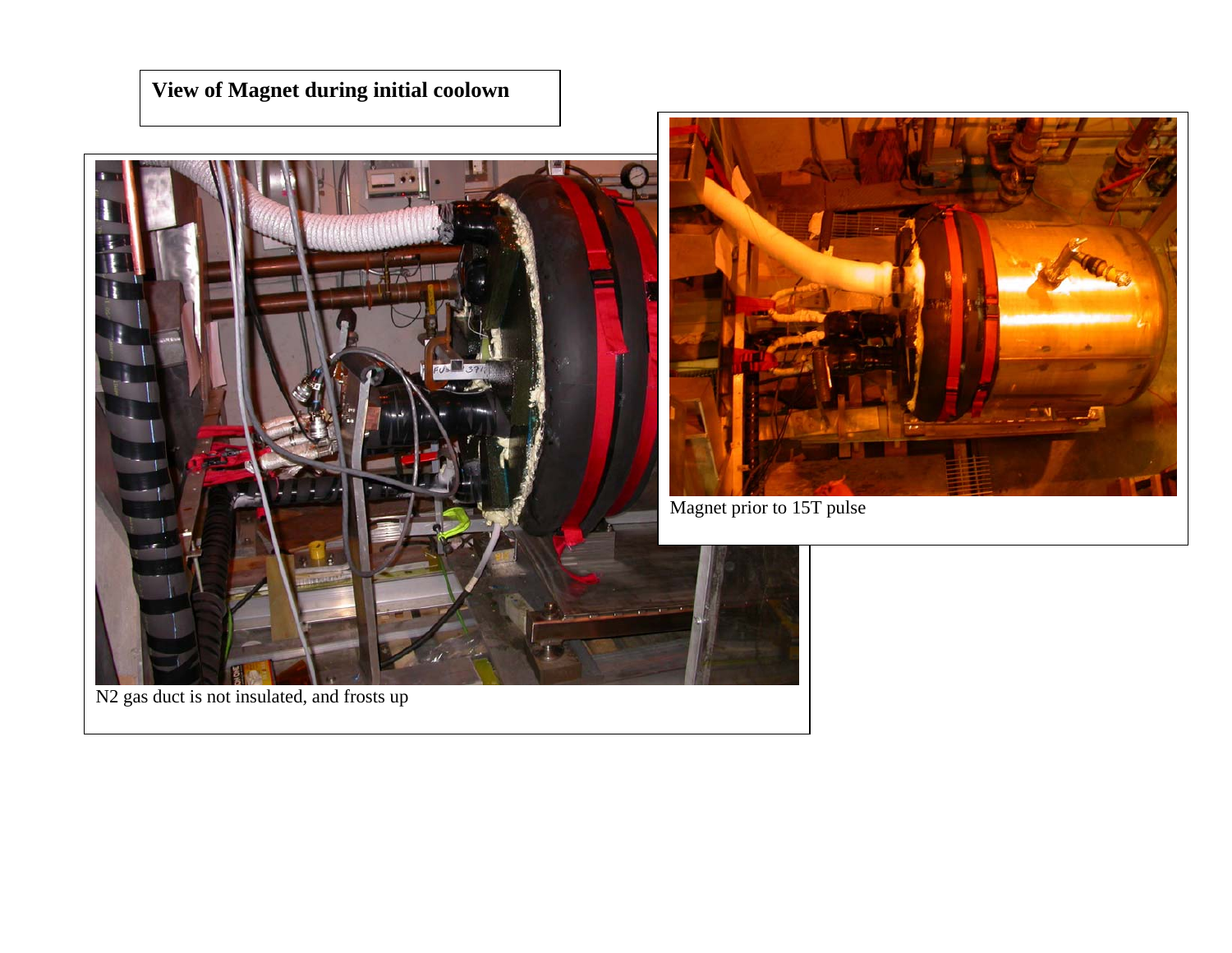**View of Magnet during initial coolown**

N2 gas duct is not insulated, and frosts up

Magnet prior to 15T pulse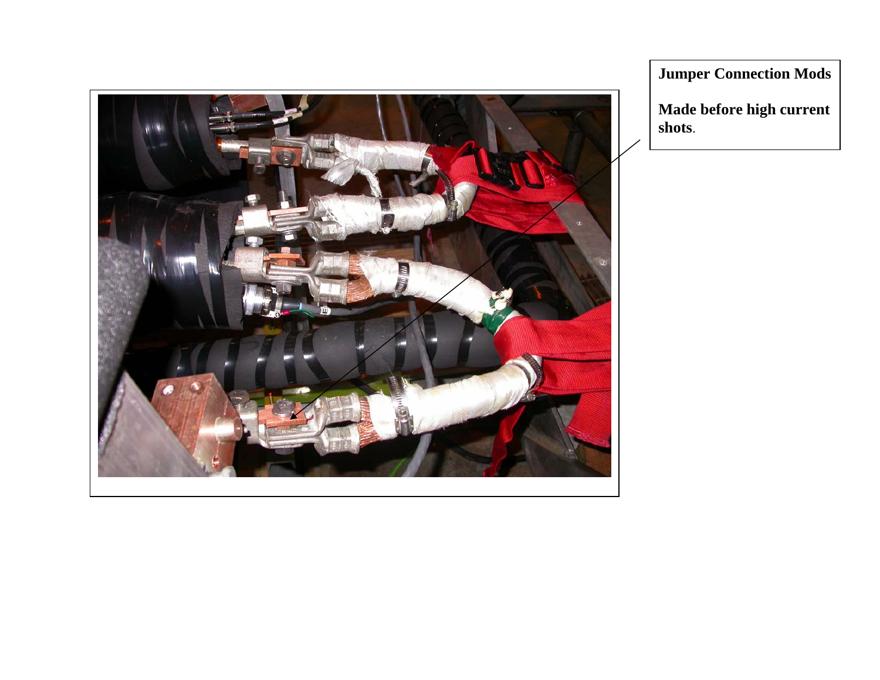**Jumper Connection Mods**

**Made before high current shots**.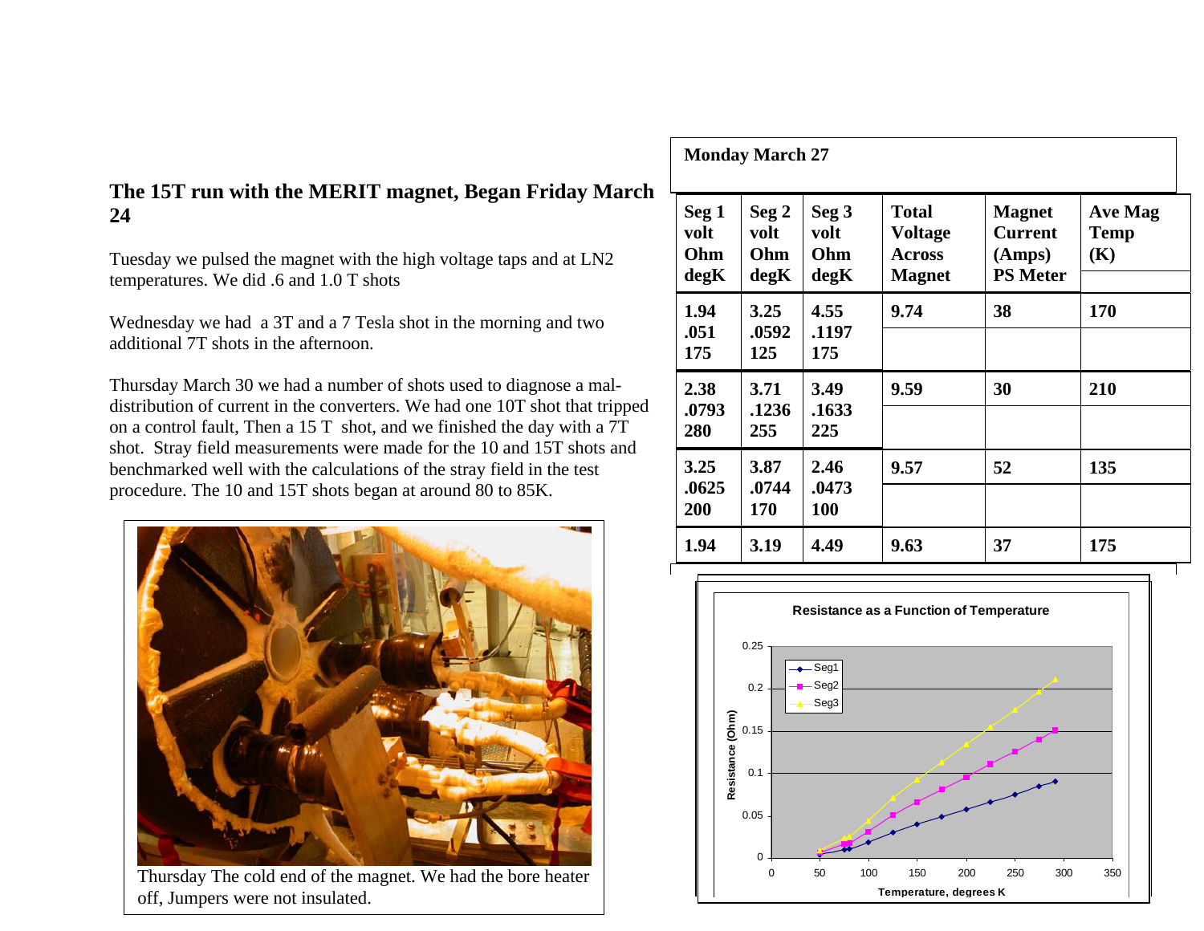## The 15T run with the MERIT magnet, Began Friday March 24

Tuesday we pulsed the magnet with the high voltage taps and at LN2 temperatures. We did .6 and 1.0 T shots

Wednesday we had a 3T and a 7 Tesla shot in the morning and two additional 7T shots in the afternoon.

Thursday March 30 we had a number of shots used to diagnose a mal-distribution of current in the converters. We had one 10T shot that tripped on a control fault, Then a 15 T shot, and we finished the day with a 7T shot. Stray field measurements were made for the 10 and 15T shots and benchmarked well with the calculations of the stray field in the test procedure. The 10 and 15T shots began at around 80 to 85K.

Thursday The cold end of the magnet. We had the bore heater off, Jumpers were not insulated.

**Monday March 27**

| Seg 1 volt Ohm degK | Seg 2 volt Ohm degK | Seg 3 volt Ohm degK | Total Voltage Across Magnet | Magnet Current (Amps) PS Meter | Ave Mag Temp (K) |
|---|---|---|---|---|---|
| 1.94<br>.051<br>175 | 3.25<br>.0592<br>125 | 4.55<br>.1197<br>175 | 9.74 | 38 | 170 |
| 2.38<br>.0793<br>280 | 3.71<br>.1236<br>255 | 3.49<br>.1633<br>225 | 9.59 | 30 | 210 |
| 3.25<br>.0625<br>200 | 3.87<br>.0744<br>170 | 2.46<br>.0473<br>100 | 9.57 | 52 | 135 |
| 1.94 | 3.19 | 4.49 | 9.63 | 37 | 175 |

**Resistance as a Function of Temperature**

(Chart: Resistance (Ohm) vs. Temperature, degrees K, for Seg1, Seg2, Seg3)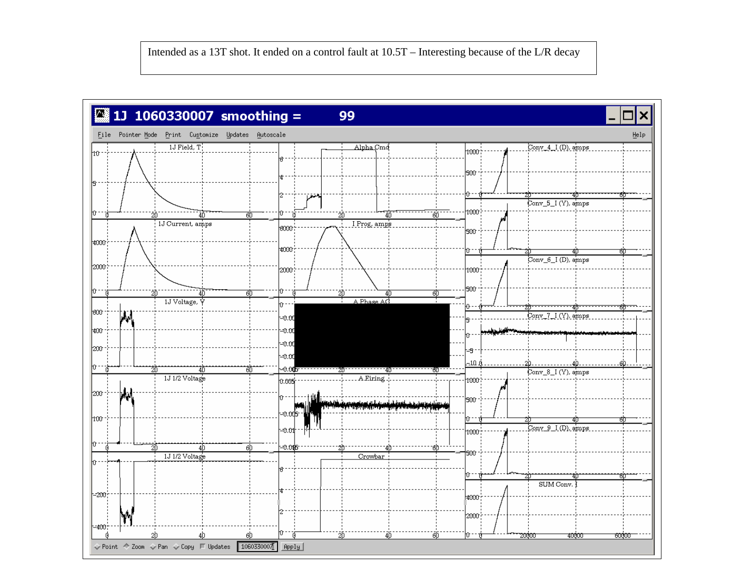Intended as a 13T shot. It ended on a control fault at 10.5T – Interesting because of the L/R decay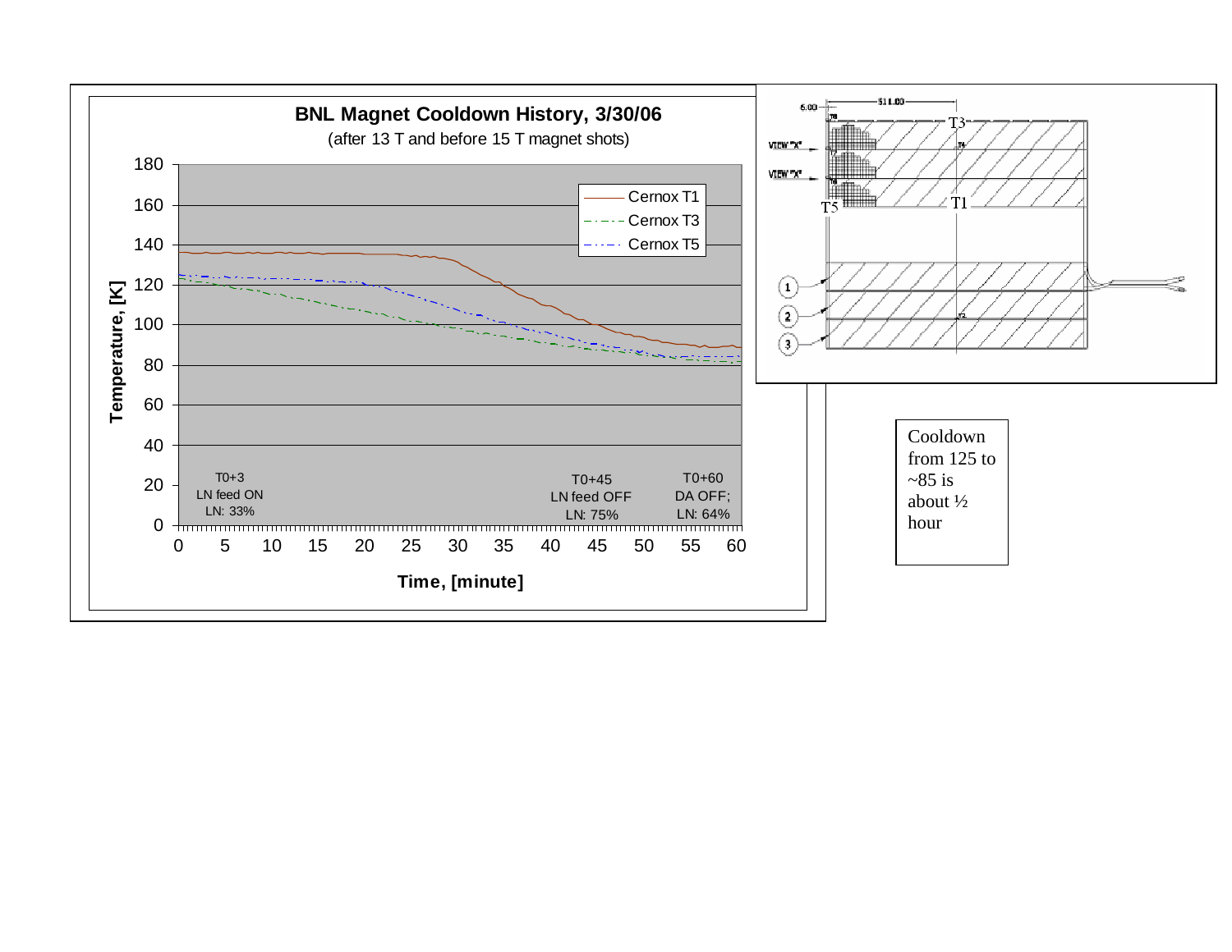**BNL Magnet Cooldown History, 3/30/06**

(after 13 T and before 15 T magnet shots)

Temperature, [K] vs. Time, [minute]

Legend: Cernox T1, Cernox T3, Cernox T5

T0+3
LN feed ON
LN: 33%

T0+45
LN feed OFF
LN: 75%

T0+60
DA OFF;
LN: 64%

Cooldown from 125 to ~85 is about ½ hour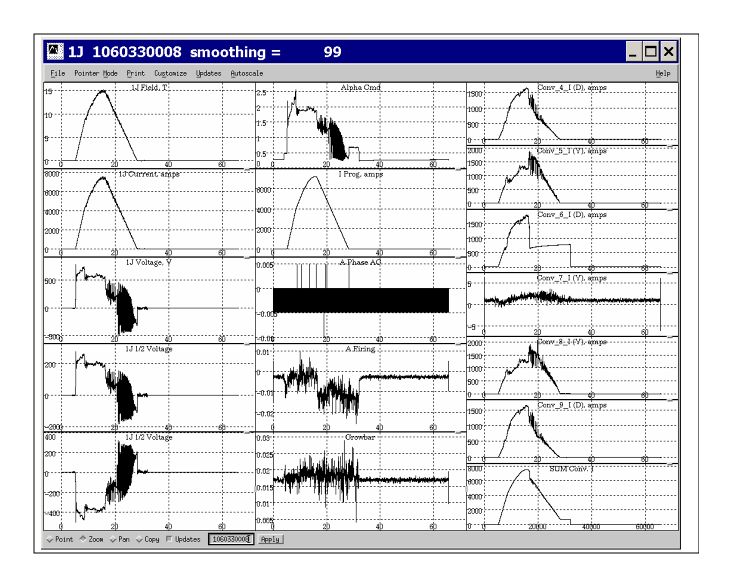**1J 1060330008 smoothing = 99**

File   Pointer Mode   Print   Customize   Updates   Autoscale   Help

1J Field, T

Alpha Cmd

Conv_4_I (D), amps

1J Current, amps

I Prog, amps

Conv_5_I (Y), amps

1J Voltage, V

A Phase AC

Conv_6_I (D), amps

1J 1/2 Voltage

A Firing

Conv_7_I (Y), amps

1J 1/2 Voltage

Crowbar

Conv_8_I (Y), amps

Conv_9_I (D), amps

SUM Conv. I

Point   Zoom   Pan   Copy   Updates   1060330008   Apply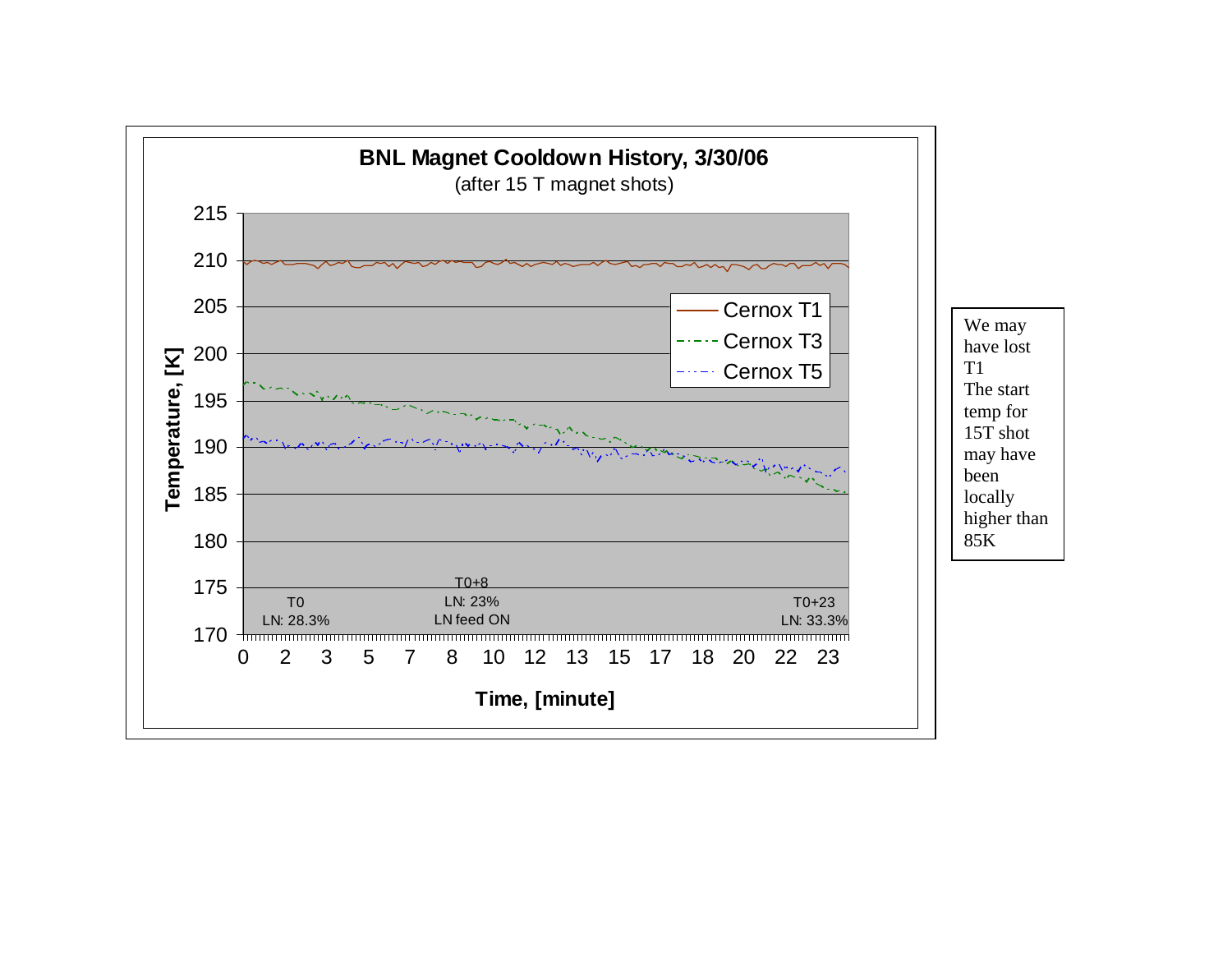**BNL Magnet Cooldown History, 3/30/06**

(after 15 T magnet shots)

Temperature, [K]

Time, [minute]

Cernox T1

Cernox T3

Cernox T5

T0
LN: 28.3%

T0+8
LN: 23%
LN feed ON

T0+23
LN: 33.3%

We may have lost T1
The start temp for 15T shot may have been locally higher than 85K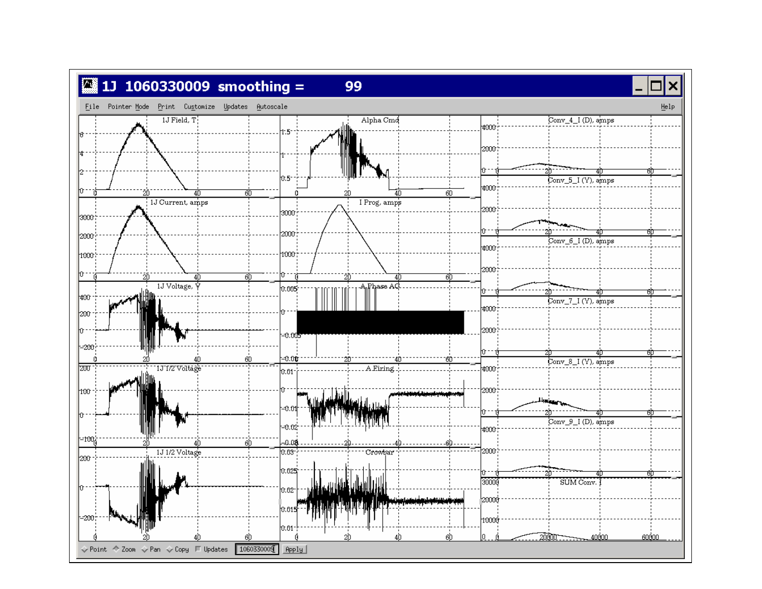1J 1060330009 smoothing = 99

File Pointer Mode Print Customize Updates Autoscale Help

1J Field, T

Alpha Cmd

Conv_4_I (D), amps

1J Current, amps

I Prog, amps

Conv_5_I (Y), amps

Conv_6_I (D), amps

1J Voltage, V

A Phase AC

Conv_7_I (Y), amps

1J 1/2 Voltage

A Firing

Conv_8_I (Y), amps

Conv_9_I (D), amps

1J 1/2 Voltage

Crowbar

SUM Conv. I

Point Zoom Pan Copy Updates 1060330009 Apply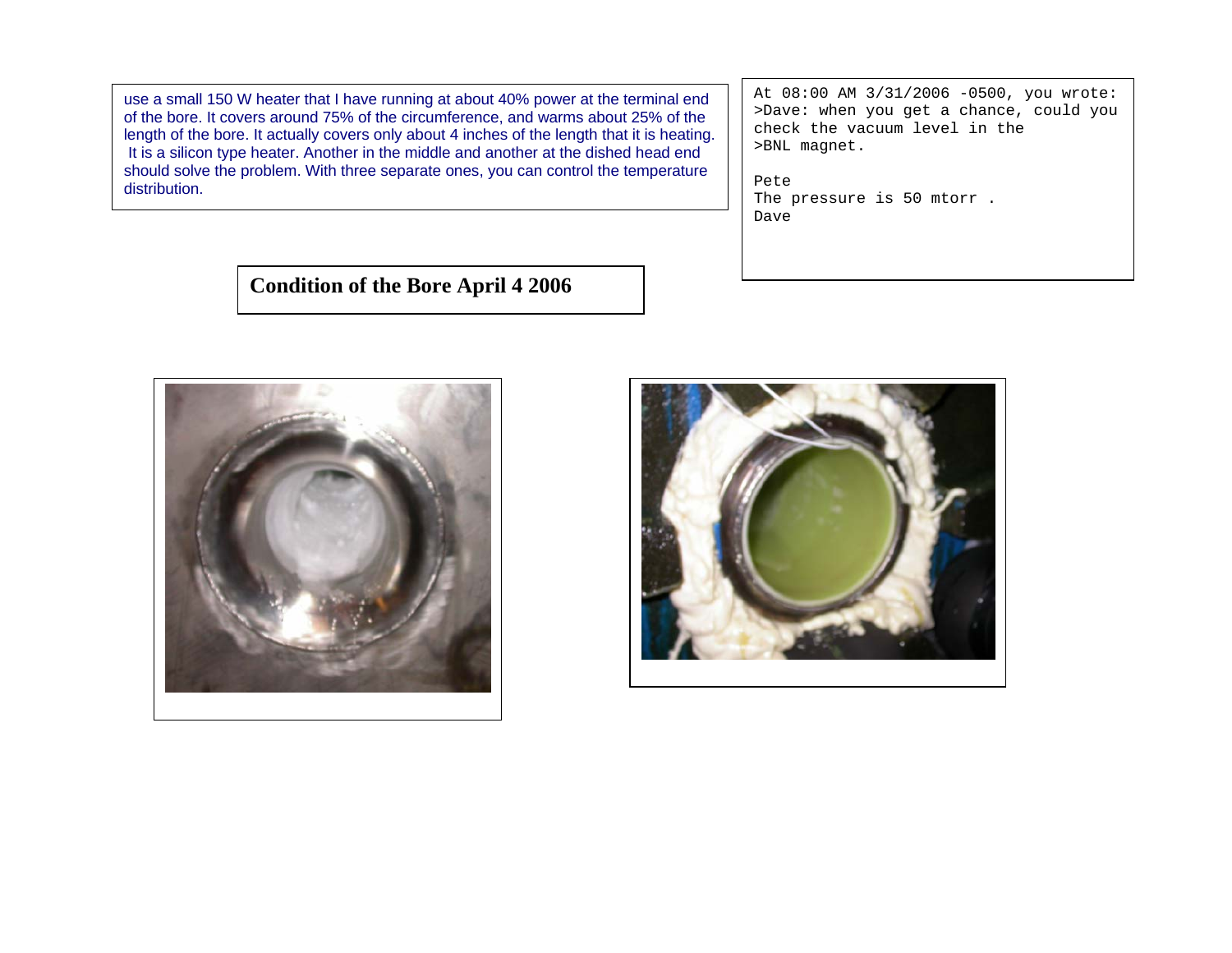use a small 150 W heater that I have running at about 40% power at the terminal end of the bore. It covers around 75% of the circumference, and warms about 25% of the length of the bore. It actually covers only about 4 inches of the length that it is heating. It is a silicon type heater. Another in the middle and another at the dished head end should solve the problem. With three separate ones, you can control the temperature distribution.

```
At 08:00 AM 3/31/2006 -0500, you wrote:
>Dave: when you get a chance, could you
check the vacuum level in the
>BNL magnet.

Pete
The pressure is 50 mtorr .
Dave
```

**Condition of the Bore April 4 2006**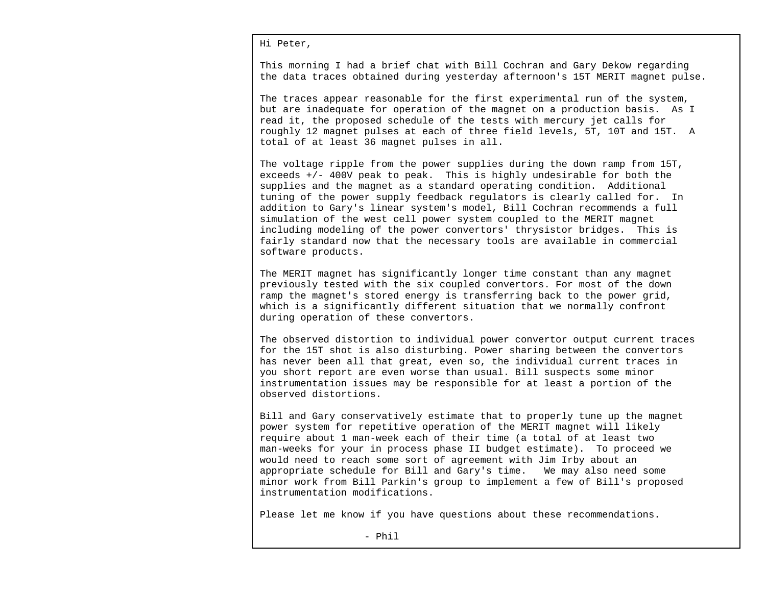Hi Peter,

This morning I had a brief chat with Bill Cochran and Gary Dekow regarding the data traces obtained during yesterday afternoon's 15T MERIT magnet pulse.

The traces appear reasonable for the first experimental run of the system, but are inadequate for operation of the magnet on a production basis. As I read it, the proposed schedule of the tests with mercury jet calls for roughly 12 magnet pulses at each of three field levels, 5T, 10T and 15T. A total of at least 36 magnet pulses in all.

The voltage ripple from the power supplies during the down ramp from 15T, exceeds +/- 400V peak to peak. This is highly undesirable for both the supplies and the magnet as a standard operating condition. Additional tuning of the power supply feedback regulators is clearly called for. In addition to Gary's linear system's model, Bill Cochran recommends a full simulation of the west cell power system coupled to the MERIT magnet including modeling of the power convertors' thrysistor bridges. This is fairly standard now that the necessary tools are available in commercial software products.

The MERIT magnet has significantly longer time constant than any magnet previously tested with the six coupled convertors. For most of the down ramp the magnet's stored energy is transferring back to the power grid, which is a significantly different situation that we normally confront during operation of these convertors.

The observed distortion to individual power convertor output current traces for the 15T shot is also disturbing. Power sharing between the convertors has never been all that great, even so, the individual current traces in you short report are even worse than usual. Bill suspects some minor instrumentation issues may be responsible for at least a portion of the observed distortions.

Bill and Gary conservatively estimate that to properly tune up the magnet power system for repetitive operation of the MERIT magnet will likely require about 1 man-week each of their time (a total of at least two man-weeks for your in process phase II budget estimate). To proceed we would need to reach some sort of agreement with Jim Irby about an appropriate schedule for Bill and Gary's time. We may also need some minor work from Bill Parkin's group to implement a few of Bill's proposed instrumentation modifications.

Please let me know if you have questions about these recommendations.

- Phil